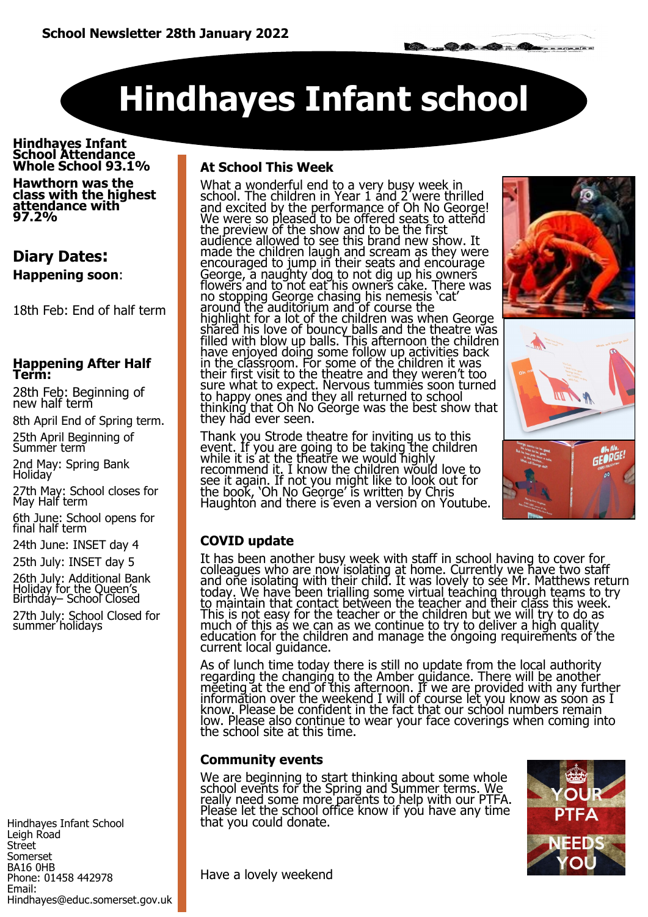School Newsletter 28th January 2022

# Hindhayes Infant school

**Hindhayes Infant School Attendance Whole School 93.1%**

**Hawthorn was the class with the highest attendance with 97.2%**

## Diary Dates:

**Happening soon**:

18th Feb: End of half term

**Happening After Half Term:**

28th Feb: Beginning of new half term

8th April End of Spring term.

25th April Beginning of Summer term

2nd May: Spring Bank Holiday

27th May: School closes for May Half term

6th June: School opens for final half term

24th June: INSET day 4

25th July: INSET day 5

26th July: Additional Bank Holiday for the Queen's Birthday– School Closed

27th July: School Closed for summer holidays

Hindhayes Infant School
Leigh Road
Street
Somerset
BA16 0HB
Phone: 01458 442978
Email:
Hindhayes@educ.somerset.gov.uk

### At School This Week

What a wonderful end to a very busy week in school. The children in Year 1 and 2 were thrilled and excited by the performance of Oh No George! We were so pleased to be offered seats to attend the preview of the show and to be the first audience allowed to see this brand new show. It made the children laugh and scream as they were encouraged to jump in their seats and encourage George, a naughty dog to not dig up his owners flowers and to not eat his owners cake. There was no stopping George chasing his nemesis 'cat' around the auditorium and of course the highlight for a lot of the children was when George shared his love of bouncy balls and the theatre was filled with blow up balls. This afternoon the children have enjoyed doing some follow up activities back in the classroom. For some of the children it was their first visit to the theatre and they weren't too sure what to expect. Nervous tummies soon turned to happy ones and they all returned to school thinking that Oh No George was the best show that they had ever seen.

Thank you Strode theatre for inviting us to this event. If you are going to be taking the children while it is at the theatre we would highly recommend it. I know the children would love to see it again. If not you might like to look out for the book, 'Oh No George' is written by Chris Haughton and there is even a version on Youtube.

### COVID update

It has been another busy week with staff in school having to cover for colleagues who are now isolating at home. Currently we have two staff and one isolating with their child. It was lovely to see Mr. Matthews return today. We have been trialling some virtual teaching through teams to try to maintain that contact between the teacher and their class this week. This is not easy for the teacher or the children but we will try to do as much of this as we can as we continue to try to deliver a high quality education for the children and manage the ongoing requirements of the current local guidance.

As of lunch time today there is still no update from the local authority regarding the changing to the Amber guidance. There will be another meeting at the end of this afternoon. If we are provided with any further information over the weekend I will of course let you know as soon as I know. Please be confident in the fact that our school numbers remain low. Please also continue to wear your face coverings when coming into the school site at this time.

### Community events

We are beginning to start thinking about some whole school events for the Spring and Summer terms. We really need some more parents to help with our PTFA. Please let the school office know if you have any time that you could donate.

Have a lovely weekend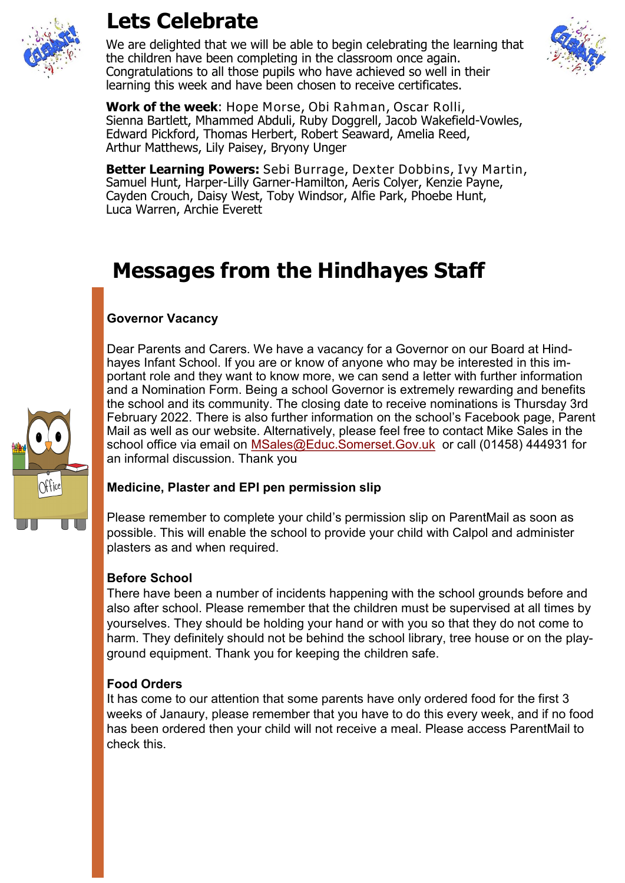# Lets Celebrate

We are delighted that we will be able to begin celebrating the learning that the children have been completing in the classroom once again. Congratulations to all those pupils who have achieved so well in their learning this week and have been chosen to receive certificates.

**Work of the week**: Hope Morse, Obi Rahman, Oscar Rolli, Sienna Bartlett, Mhammed Abduli, Ruby Doggrell, Jacob Wakefield-Vowles, Edward Pickford, Thomas Herbert, Robert Seaward, Amelia Reed, Arthur Matthews, Lily Paisey, Bryony Unger

**Better Learning Powers:** Sebi Burrage, Dexter Dobbins, Ivy Martin, Samuel Hunt, Harper-Lilly Garner-Hamilton, Aeris Colyer, Kenzie Payne, Cayden Crouch, Daisy West, Toby Windsor, Alfie Park, Phoebe Hunt, Luca Warren, Archie Everett

# Messages from the Hindhayes Staff

**Governor Vacancy**

Dear Parents and Carers. We have a vacancy for a Governor on our Board at Hindhayes Infant School. If you are or know of anyone who may be interested in this important role and they want to know more, we can send a letter with further information and a Nomination Form. Being a school Governor is extremely rewarding and benefits the school and its community. The closing date to receive nominations is Thursday 3rd February 2022. There is also further information on the school's Facebook page, Parent Mail as well as our website. Alternatively, please feel free to contact Mike Sales in the school office via email on MSales@Educ.Somerset.Gov.uk or call (01458) 444931 for an informal discussion. Thank you

**Medicine, Plaster and EPI pen permission slip**

Please remember to complete your child's permission slip on ParentMail as soon as possible. This will enable the school to provide your child with Calpol and administer plasters as and when required.

**Before School**

There have been a number of incidents happening with the school grounds before and also after school. Please remember that the children must be supervised at all times by yourselves. They should be holding your hand or with you so that they do not come to harm. They definitely should not be behind the school library, tree house or on the playground equipment. Thank you for keeping the children safe.

**Food Orders**

It has come to our attention that some parents have only ordered food for the first 3 weeks of Janaury, please remember that you have to do this every week, and if no food has been ordered then your child will not receive a meal. Please access ParentMail to check this.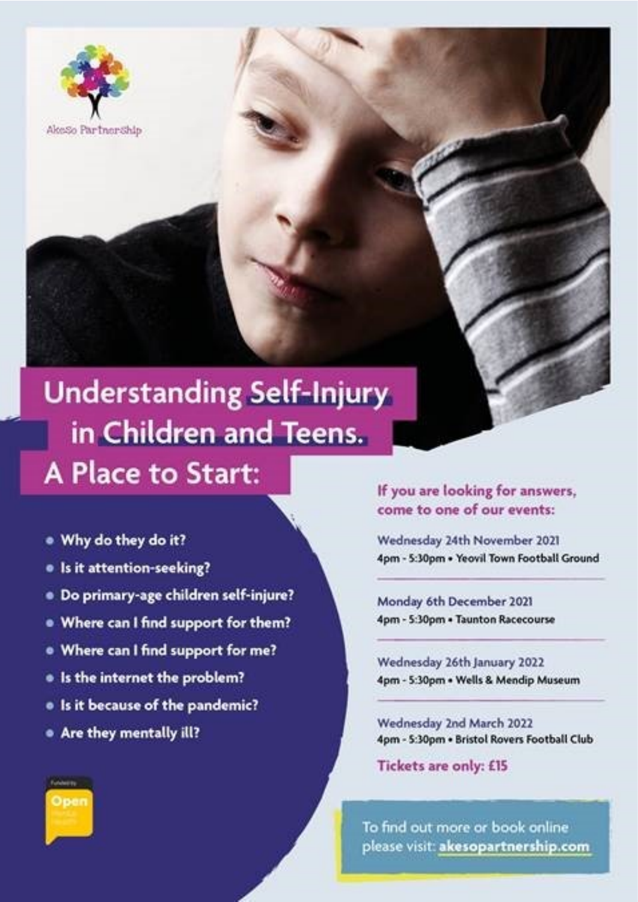Akeso Partnership

# Understanding Self-Injury in Children and Teens. A Place to Start:

- Why do they do it?
- Is it attention-seeking?
- Do primary-age children self-injure?
- Where can I find support for them?
- Where can I find support for me?
- Is the internet the problem?
- Is it because of the pandemic?
- Are they mentally ill?

**If you are looking for answers, come to one of our events:**

Wednesday 24th November 2021
4pm - 5:30pm • Yeovil Town Football Ground

Monday 6th December 2021
4pm - 5:30pm • Taunton Racecourse

Wednesday 26th January 2022
4pm - 5:30pm • Wells & Mendip Museum

Wednesday 2nd March 2022
4pm - 5:30pm • Bristol Rovers Football Club

**Tickets are only: £15**

To find out more or book online please visit: **akesopartnership.com**

Funded by Open Mental Health